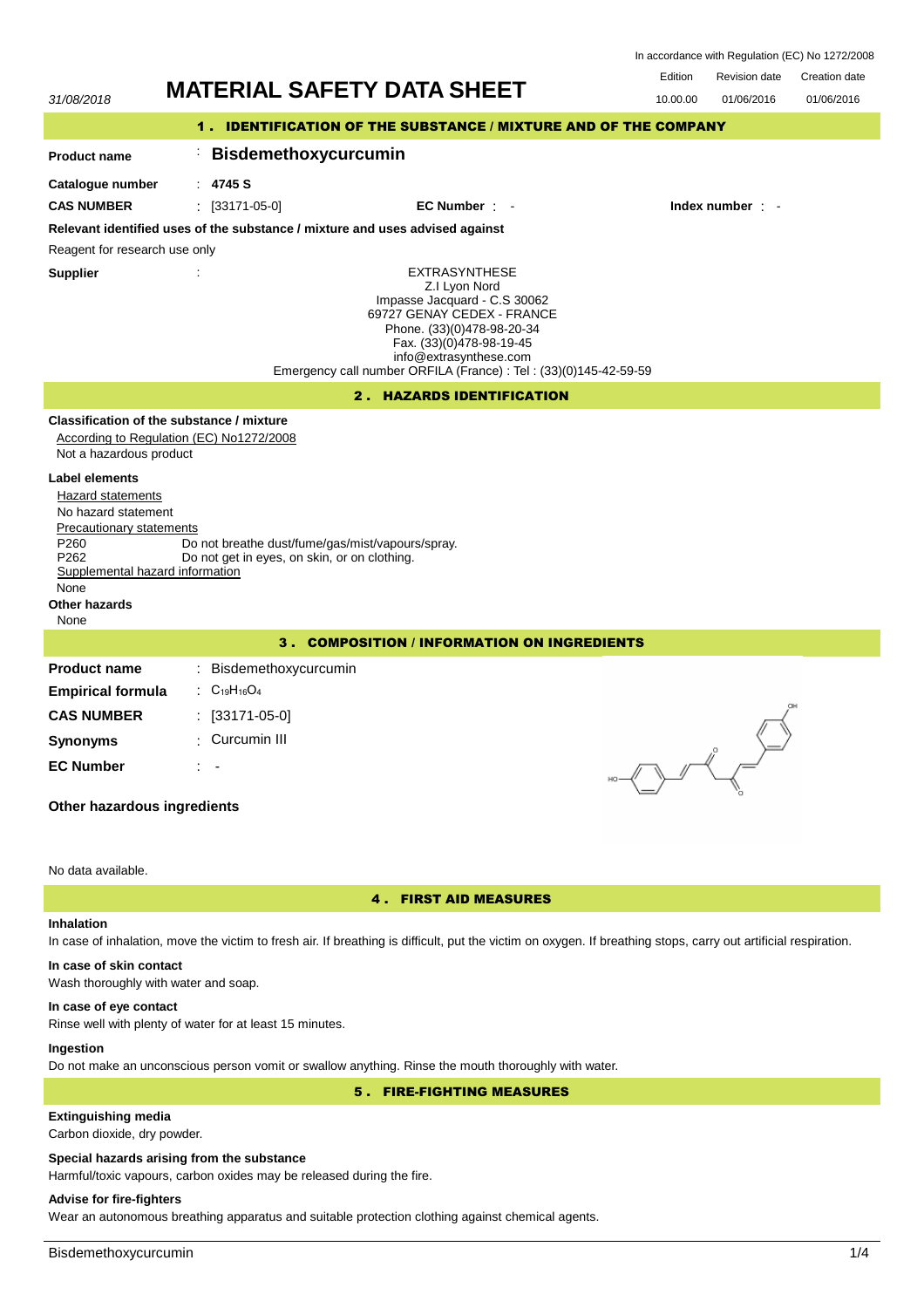In accordance with Regulation (EC) No 1272/2008

31/08/2018

# MATERIAL SAFETY DATA SHEET

| Edition | Revision date | Creation date |
|---|---|---|
| 10.00.00 | 01/06/2016 | 01/06/2016 |

## 1. IDENTIFICATION OF THE SUBSTANCE / MIXTURE AND OF THE COMPANY

**Product name** : **Bisdemethoxycurcumin**

**Catalogue number** : **4745 S**

**CAS NUMBER** : [33171-05-0] **EC Number** : - **Index number** : -

**Relevant identified uses of the substance / mixture and uses advised against**

Reagent for research use only

**Supplier** :

EXTRASYNTHESE
Z.I Lyon Nord
Impasse Jacquard - C.S 30062
69727 GENAY CEDEX - FRANCE
Phone. (33)(0)478-98-20-34
Fax. (33)(0)478-98-19-45
info@extrasynthese.com
Emergency call number ORFILA (France) : Tel : (33)(0)145-42-59-59

## 2. HAZARDS IDENTIFICATION

**Classification of the substance / mixture**

According to Regulation (EC) No1272/2008

Not a hazardous product

**Label elements**

Hazard statements

No hazard statement

Precautionary statements

P260 Do not breathe dust/fume/gas/mist/vapours/spray.

P262 Do not get in eyes, on skin, or on clothing.

Supplemental hazard information

None

**Other hazards**

None

## 3. COMPOSITION / INFORMATION ON INGREDIENTS

**Product name** : Bisdemethoxycurcumin

**Empirical formula** : $C_{19}H_{16}O_4$

**CAS NUMBER** : [33171-05-0]

**Synonyms** : Curcumin III

**EC Number** : -

**Other hazardous ingredients**

No data available.

## 4. FIRST AID MEASURES

**Inhalation**

In case of inhalation, move the victim to fresh air. If breathing is difficult, put the victim on oxygen. If breathing stops, carry out artificial respiration.

**In case of skin contact**

Wash thoroughly with water and soap.

**In case of eye contact**

Rinse well with plenty of water for at least 15 minutes.

**Ingestion**

Do not make an unconscious person vomit or swallow anything. Rinse the mouth thoroughly with water.

## 5. FIRE-FIGHTING MEASURES

**Extinguishing media**

Carbon dioxide, dry powder.

**Special hazards arising from the substance**

Harmful/toxic vapours, carbon oxides may be released during the fire.

**Advise for fire-fighters**

Wear an autonomous breathing apparatus and suitable protection clothing against chemical agents.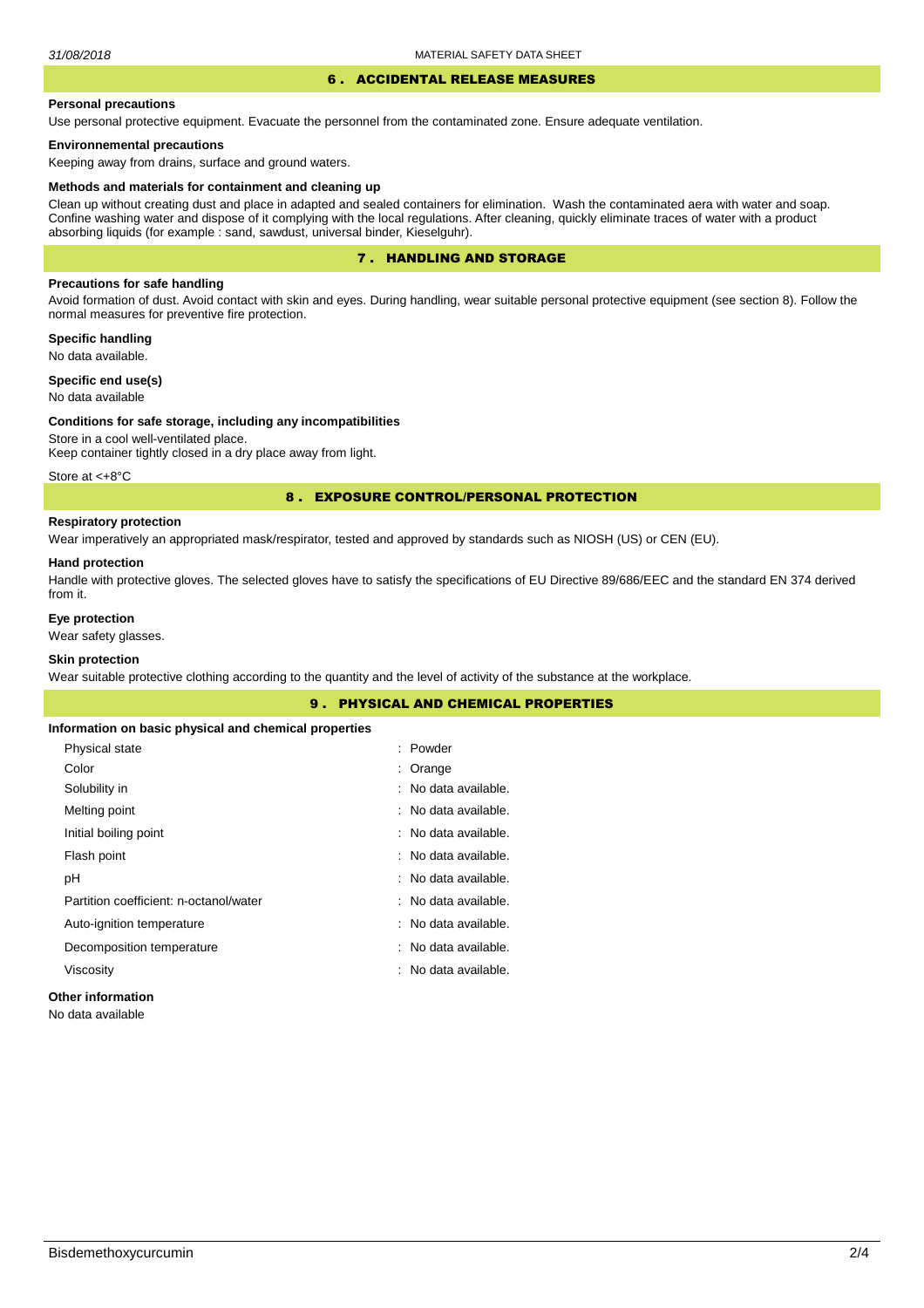## 6 . ACCIDENTAL RELEASE MEASURES

### Personal precautions

Use personal protective equipment. Evacuate the personnel from the contaminated zone. Ensure adequate ventilation.

### Environnemental precautions

Keeping away from drains, surface and ground waters.

### Methods and materials for containment and cleaning up

Clean up without creating dust and place in adapted and sealed containers for elimination. Wash the contaminated aera with water and soap. Confine washing water and dispose of it complying with the local regulations. After cleaning, quickly eliminate traces of water with a product absorbing liquids (for example : sand, sawdust, universal binder, Kieselguhr).

## 7 . HANDLING AND STORAGE

### Precautions for safe handling

Avoid formation of dust. Avoid contact with skin and eyes. During handling, wear suitable personal protective equipment (see section 8). Follow the normal measures for preventive fire protection.

### Specific handling

No data available.

### Specific end use(s)

No data available

### Conditions for safe storage, including any incompatibilities

Store in a cool well-ventilated place.
Keep container tightly closed in a dry place away from light.

Store at <+8°C

## 8 . EXPOSURE CONTROL/PERSONAL PROTECTION

### Respiratory protection

Wear imperatively an appropriated mask/respirator, tested and approved by standards such as NIOSH (US) or CEN (EU).

### Hand protection

Handle with protective gloves. The selected gloves have to satisfy the specifications of EU Directive 89/686/EEC and the standard EN 374 derived from it.

### Eye protection

Wear safety glasses.

### Skin protection

Wear suitable protective clothing according to the quantity and the level of activity of the substance at the workplace.

## 9 . PHYSICAL AND CHEMICAL PROPERTIES

### Information on basic physical and chemical properties

| Property | Value |
|---|---|
| Physical state | : Powder |
| Color | : Orange |
| Solubility in | : No data available. |
| Melting point | : No data available. |
| Initial boiling point | : No data available. |
| Flash point | : No data available. |
| pH | : No data available. |
| Partition coefficient: n-octanol/water | : No data available. |
| Auto-ignition temperature | : No data available. |
| Decomposition temperature | : No data available. |
| Viscosity | : No data available. |

### Other information

No data available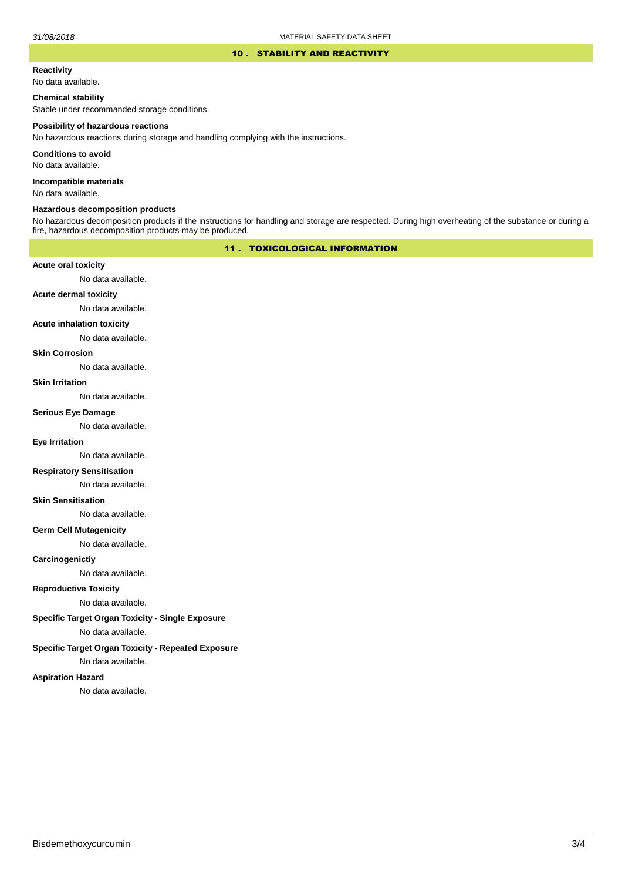## 10 . STABILITY AND REACTIVITY

**Reactivity**

No data available.

**Chemical stability**

Stable under recommanded storage conditions.

**Possibility of hazardous reactions**

No hazardous reactions during storage and handling complying with the instructions.

**Conditions to avoid**

No data available.

**Incompatible materials**

No data available.

**Hazardous decomposition products**

No hazardous decomposition products if the instructions for handling and storage are respected. During high overheating of the substance or during a fire, hazardous decomposition products may be produced.

## 11 . TOXICOLOGICAL INFORMATION

**Acute oral toxicity**

No data available.

**Acute dermal toxicity**

No data available.

**Acute inhalation toxicity**

No data available.

**Skin Corrosion**

No data available.

**Skin Irritation**

No data available.

**Serious Eye Damage**

No data available.

**Eye Irritation**

No data available.

**Respiratory Sensitisation**

No data available.

**Skin Sensitisation**

No data available.

**Germ Cell Mutagenicity**

No data available.

**Carcinogenictiy**

No data available.

**Reproductive Toxicity**

No data available.

**Specific Target Organ Toxicity - Single Exposure**

No data available.

**Specific Target Organ Toxicity - Repeated Exposure**

No data available.

**Aspiration Hazard**

No data available.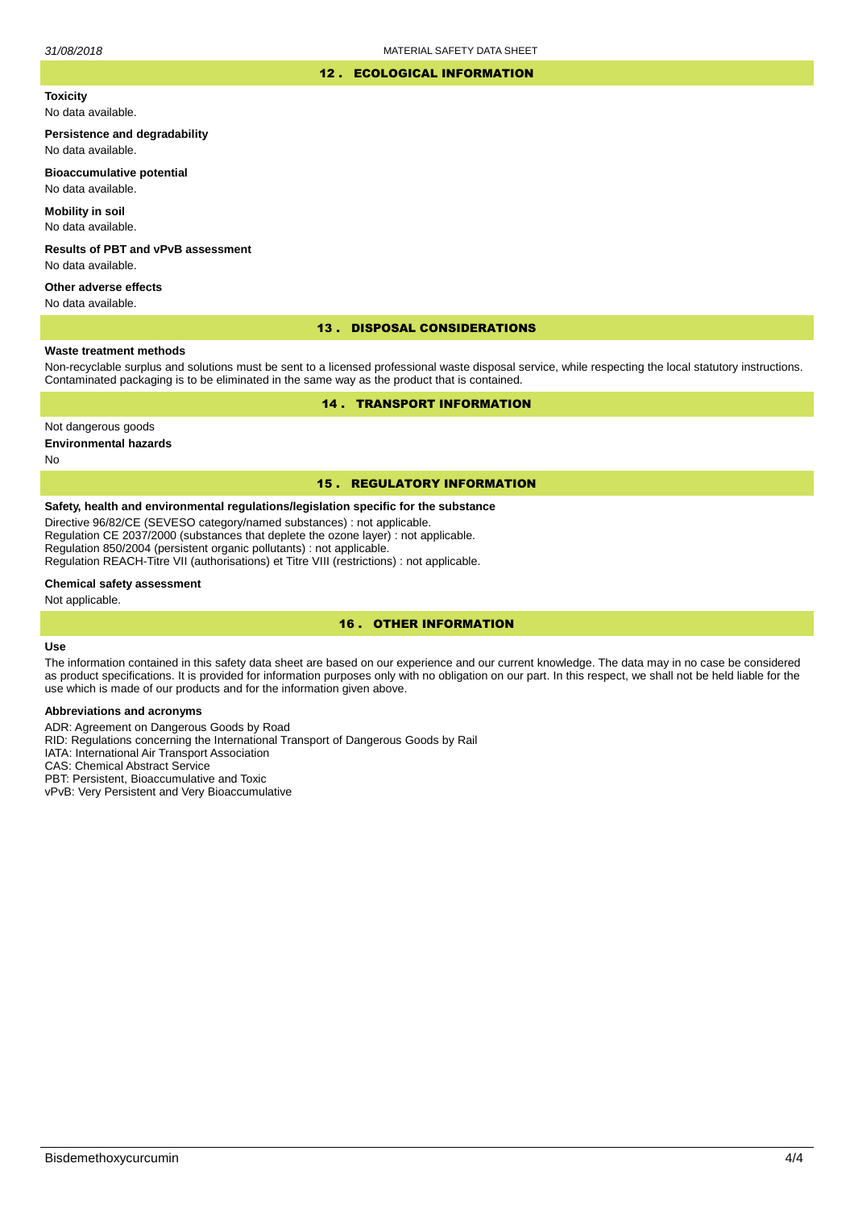## 12 . ECOLOGICAL INFORMATION

**Toxicity**

No data available.

**Persistence and degradability**

No data available.

**Bioaccumulative potential**

No data available.

**Mobility in soil**

No data available.

**Results of PBT and vPvB assessment**

No data available.

**Other adverse effects**

No data available.

## 13 . DISPOSAL CONSIDERATIONS

**Waste treatment methods**

Non-recyclable surplus and solutions must be sent to a licensed professional waste disposal service, while respecting the local statutory instructions. Contaminated packaging is to be eliminated in the same way as the product that is contained.

## 14 . TRANSPORT INFORMATION

Not dangerous goods

**Environmental hazards**

No

## 15 . REGULATORY INFORMATION

**Safety, health and environmental regulations/legislation specific for the substance**

Directive 96/82/CE (SEVESO category/named substances) : not applicable.
Regulation CE 2037/2000 (substances that deplete the ozone layer) : not applicable.
Regulation 850/2004 (persistent organic pollutants) : not applicable.
Regulation REACH-Titre VII (authorisations) et Titre VIII (restrictions) : not applicable.

**Chemical safety assessment**

Not applicable.

## 16 . OTHER INFORMATION

**Use**

The information contained in this safety data sheet are based on our experience and our current knowledge. The data may in no case be considered as product specifications. It is provided for information purposes only with no obligation on our part. In this respect, we shall not be held liable for the use which is made of our products and for the information given above.

**Abbreviations and acronyms**

ADR: Agreement on Dangerous Goods by Road
RID: Regulations concerning the International Transport of Dangerous Goods by Rail
IATA: International Air Transport Association
CAS: Chemical Abstract Service
PBT: Persistent, Bioaccumulative and Toxic
vPvB: Very Persistent and Very Bioaccumulative